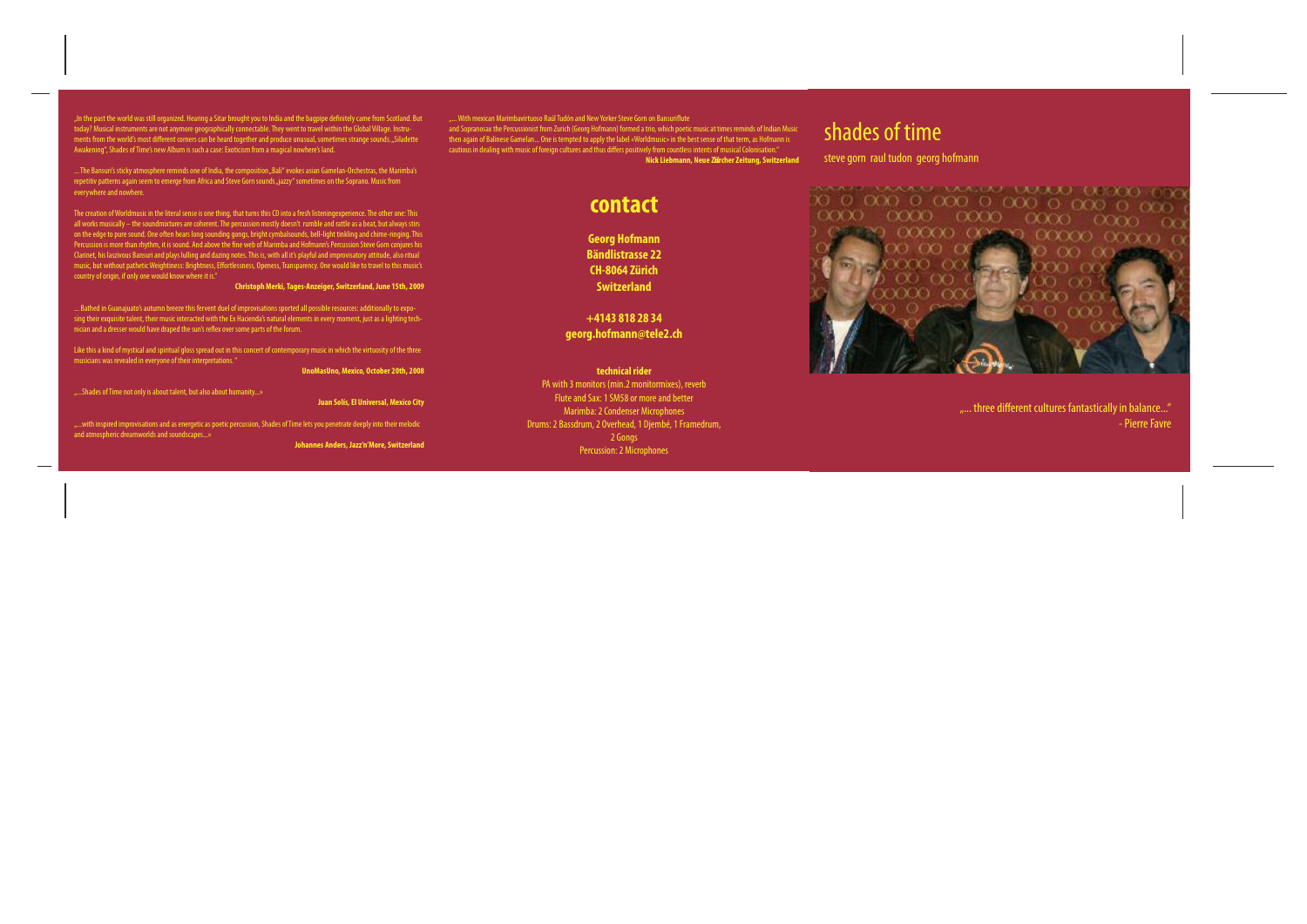„In the past the world was still organized. Hearing a Sitar brought you to India and the bagpipe definitely came from Scotland. But today? Musical instruments are not anymore geographically connectable. They went to travel within the Global Village. Instruments from the world's most different corners can be heard together and produce unusual, sometimes strange sounds. „Siladette Awakening", Shades of Time's new Album is such a case: Exoticism from a magical nowhere's land.

... The Bansuri's sticky atmosphere reminds one of India, the composition „Bali" evokes asian Gamelan-Orchestras, the Marimba's repetitiv patterns again seem to emerge from Africa and Steve Gorn sounds „jazzy" sometimes on the Soprano. Music from everywhere and nowhere.

The creation of Worldmusic in the literal sense is one thing, that turns this CD into a fresh listeningexperience. The other one: This all works musically – the soundmixtures are coherent. The percussion mostly doesn't rumble and rattle as a beat, but always stirs on the edge to pure sound. One often hears long sounding gongs, bright cymbalsounds, bell-light tinkling and chime-ringing. This Percussion is more than rhythm, it is sound. And above the fine web of Marimba and Hofmann's Percussion Steve Gorn conjures his Clarinet, his laszivous Bansuri and plays lulling and dazing notes. This is, with all it's playful and improvisatory attitude, also ritual music, but without pathetic Weightiness: Brightness, Effortlessness, Openess, Transparency. One would like to travel to this music's country of origin, if only one would know where it is."

**Christoph Merki, Tages-Anzeiger, Switzerland, June 15th, 2009**

... Bathed in Guanajuato's autumn breeze this fervent duel of improvisations sported all possible resources: additionally to exposing their exquisite talent, their music interacted with the Ex Hacienda's natural elements in every moment, just as a lighting technician and a dresser would have draped the sun's reflex over some parts of the forum.

Like this a kind of mystical and spiritual gloss spread out in this concert of contemporary music in which the virtuosity of the three musicians was revealed in everyone of their interpretations."

**UnoMasUno, Mexico, October 20th, 2008**

„...Shades of Time not only is about talent, but also about humanity...»

**Juan Solis, El Universal, Mexico City**

„...with inspired improvisations and as energetic as poetic percussion, Shades of Time lets you penetrate deeply into their melodic and atmospheric dreamworlds and soundscapes...»

**Johannes Anders, Jazz'n'More, Switzerland**

„... With mexican Marimbavirtuoso Raúl Tudón and New Yorker Steve Gorn on Bansuriflute and Sopranosax the Percussionist from Zurich (Georg Hofmann) formed a trio, which poetic music at times reminds of Indian Music then again of Balinese Gamelan... One is tempted to apply the label «Worldmusic» in the best sense of that term, as Hofmann is cautious in dealing with music of foreign cultures and thus differs positively from countless intents of musical Colonisation."

**Nick Liebmann, Neue Zürcher Zeitung, Switzerland**

## contact

**Georg Hofmann**
**Bändlistrasse 22**
**CH-8064 Zürich**
**Switzerland**

**+4143 818 28 34**
**georg.hofmann@tele2.ch**

**technical rider**

PA with 3 monitors (min.2 monitormixes), reverb
Flute and Sax: 1 SM58 or more and better
Marimba: 2 Condenser Microphones
Drums: 2 Bassdrum, 2 Overhead, 1 Djembé, 1 Framedrum, 2 Gongs
Percussion: 2 Microphones

# shades of time

steve gorn raul tudon georg hofmann

„... three different cultures fantastically in balance..."
- Pierre Favre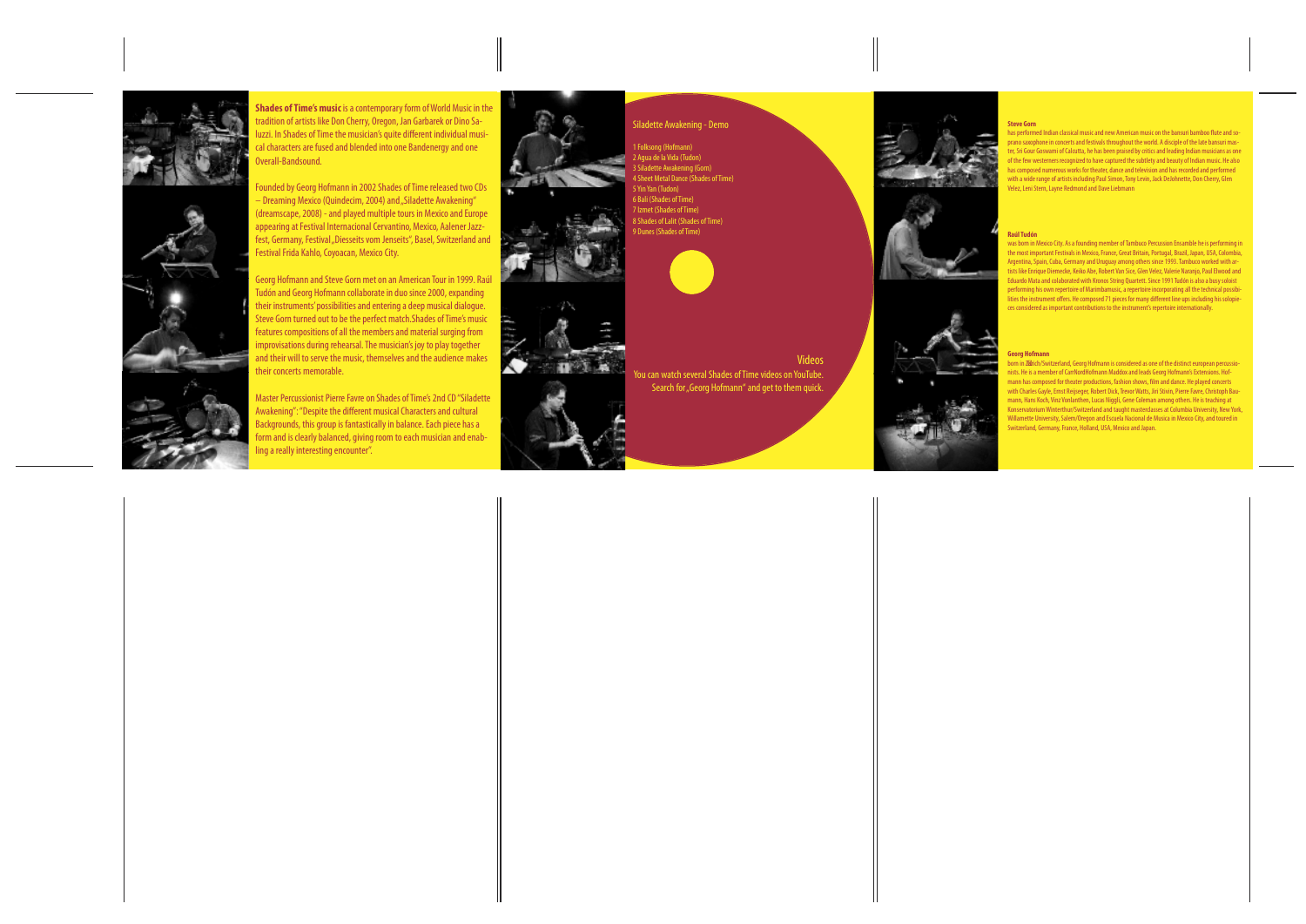**Shades of Time's music** is a contemporary form of World Music in the tradition of artists like Don Cherry, Oregon, Jan Garbarek or Dino Saluzzi. In Shades of Time the musician's quite different individual musical characters are fused and blended into one Bandenergy and one Overall-Bandsound.

Founded by Georg Hofmann in 2002 Shades of Time released two CDs – Dreaming Mexico (Quindecim, 2004) and „Siladette Awakening" (dreamscape, 2008) - and played multiple tours in Mexico and Europe appearing at Festival Internacional Cervantino, Mexico, Aalener Jazzfest, Germany, Festival „Diesseits vom Jenseits", Basel, Switzerland and Festival Frida Kahlo, Coyoacan, Mexico City.

Georg Hofmann and Steve Gorn met on an American Tour in 1999. Raúl Tudón and Georg Hofmann collaborate in duo since 2000, expanding their instruments' possibilities and entering a deep musical dialogue. Steve Gorn turned out to be the perfect match.Shades of Time's music features compositions of all the members and material surging from improvisations during rehearsal. The musician's joy to play together and their will to serve the music, themselves and the audience makes their concerts memorable.

Master Percussionist Pierre Favre on Shades of Time's 2nd CD "Siladette Awakening": "Despite the different musical Characters and cultural Backgrounds, this group is fantastically in balance. Each piece has a form and is clearly balanced, giving room to each musician and enabling a really interesting encounter".

## Siladette Awakening - Demo

1 Folksong (Hofmann)
2 Agua de la Vida (Tudon)
3 Siladette Awakening (Gorn)
4 Sheet Metal Dance (Shades of Time)
5 Yin Yan (Tudon)
6 Bali (Shades of Time)
7 Izmet (Shades of Time)
8 Shades of Lalit (Shades of Time)
9 Dunes (Shades of Time)

## Videos

You can watch several Shades of Time videos on YouTube. Search for „Georg Hofmann" and get to them quick.

**Steve Gorn**
has performed Indian classical music and new American music on the bansuri bamboo flute and soprano saxophone in concerts and festivals throughout the world. A disciple of the late bansuri master, Sri Gour Goswami of Calcutta, he has been praised by critics and leading Indian musicians as one of the few westerners recognized to have captured the subtlety and beauty of Indian music. He also has composed numerous works for theater, dance and television and has recorded and performed with a wide range of artists including Paul Simon, Tony Levin, Jack DeJohnette, Don Cherry, Glen Velez, Leni Stern, Layne Redmond and Dave Liebmann

**Raúl Tudón**
was born in Mexico City. As a founding member of Tambuco Percussion Ensamble he is performing in the most important Festivals in Mexico, France, Great Britain, Portugal, Brazil, Japan, USA, Colombia, Argentina, Spain, Cuba, Germany and Uruguay among others since 1993. Tambuco worked with artists like Enrique Diemecke, Keiko Abe, Robert Van Sice, Glen Velez, Valerie Naranjo, Paul Elwood and Eduardo Mata and colaborated with Kronos String Quartett. Since 1991 Tudón is also a busy soloist performing his own repertoire of Marimbamusic, a repertoire incorporating all the technical possibilities the instrument offers. He composed 71 pieces for many different line ups including his solopieces considered as important contributions to the instrument's repertoire internationally.

**Georg Hofmann**
born in Zürich/Switzerland, Georg Hofmann is considered as one of the distinct european percussionists. He is a member of CarrNordHofmann Maddox and leads Georg Hofmann's Extensions. Hofmann has composed for theater productions, fashion shows, film and dance. He played concerts with Charles Gayle, Ernst Reijseger, Robert Dick, Trevor Watts, Jiri Stivin, Pierre Favre, Christoph Baumann, Hans Koch, Vinz Vonlanthen, Lucas Niggli, Gene Coleman among others. He is teaching at Konservatorium Winterthur/Switzerland and taught masterclasses at Columbia University, New York, Willamette University, Salem/Oregon and Escuela Nacional de Musica in Mexico City, and toured in Switzerland, Germany, France, Holland, USA, Mexico and Japan.